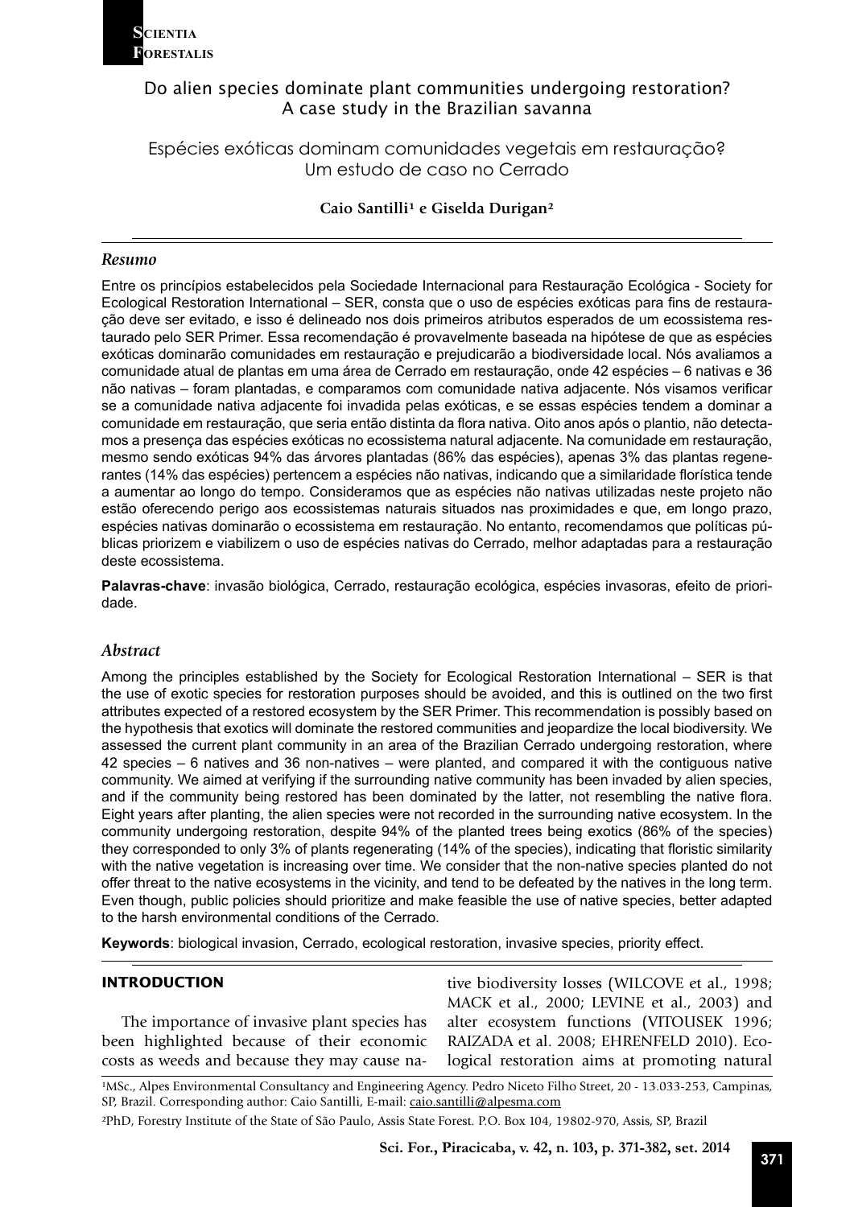# Do alien species dominate plant communities undergoing restoration? A case study in the Brazilian savanna

# Espécies exóticas dominam comunidades vegetais em restauração? Um estudo de caso no Cerrado

**Caio Santilli[1] e Giselda Durigan[2]**

### *Resumo*

Entre os princípios estabelecidos pela Sociedade Internacional para Restauração Ecológica - Society for Ecological Restoration International – SER, consta que o uso de espécies exóticas para fins de restauração deve ser evitado, e isso é delineado nos dois primeiros atributos esperados de um ecossistema restaurado pelo SER Primer. Essa recomendação é provavelmente baseada na hipótese de que as espécies exóticas dominarão comunidades em restauração e prejudicarão a biodiversidade local. Nós avaliamos a comunidade atual de plantas em uma área de Cerrado em restauração, onde 42 espécies – 6 nativas e 36 não nativas – foram plantadas, e comparamos com comunidade nativa adjacente. Nós visamos verificar se a comunidade nativa adjacente foi invadida pelas exóticas, e se essas espécies tendem a dominar a comunidade em restauração, que seria então distinta da flora nativa. Oito anos após o plantio, não detectamos a presença das espécies exóticas no ecossistema natural adjacente. Na comunidade em restauração, mesmo sendo exóticas 94% das árvores plantadas (86% das espécies), apenas 3% das plantas regenerantes (14% das espécies) pertencem a espécies não nativas, indicando que a similaridade florística tende a aumentar ao longo do tempo. Consideramos que as espécies não nativas utilizadas neste projeto não estão oferecendo perigo aos ecossistemas naturais situados nas proximidades e que, em longo prazo, espécies nativas dominarão o ecossistema em restauração. No entanto, recomendamos que políticas públicas priorizem e viabilizem o uso de espécies nativas do Cerrado, melhor adaptadas para a restauração deste ecossistema.

**Palavras-chave**: invasão biológica, Cerrado, restauração ecológica, espécies invasoras, efeito de prioridade.

### *Abstract*

Among the principles established by the Society for Ecological Restoration International – SER is that the use of exotic species for restoration purposes should be avoided, and this is outlined on the two first attributes expected of a restored ecosystem by the SER Primer. This recommendation is possibly based on the hypothesis that exotics will dominate the restored communities and jeopardize the local biodiversity. We assessed the current plant community in an area of the Brazilian Cerrado undergoing restoration, where 42 species – 6 natives and 36 non-natives – were planted, and compared it with the contiguous native community. We aimed at verifying if the surrounding native community has been invaded by alien species, and if the community being restored has been dominated by the latter, not resembling the native flora. Eight years after planting, the alien species were not recorded in the surrounding native ecosystem. In the community undergoing restoration, despite 94% of the planted trees being exotics (86% of the species) they corresponded to only 3% of plants regenerating (14% of the species), indicating that floristic similarity with the native vegetation is increasing over time. We consider that the non-native species planted do not offer threat to the native ecosystems in the vicinity, and tend to be defeated by the natives in the long term. Even though, public policies should prioritize and make feasible the use of native species, better adapted to the harsh environmental conditions of the Cerrado.

**Keywords**: biological invasion, Cerrado, ecological restoration, invasive species, priority effect.

## INTRODUCTION

The importance of invasive plant species has been highlighted because of their economic costs as weeds and because they may cause native biodiversity losses (WILCOVE et al., 1998; MACK et al., 2000; LEVINE et al., 2003) and alter ecosystem functions (VITOUSEK 1996; RAIZADA et al. 2008; EHRENFELD 2010). Ecological restoration aims at promoting natural

[1]MSc., Alpes Environmental Consultancy and Engineering Agency. Pedro Niceto Filho Street, 20 - 13.033-253, Campinas, SP, Brazil. Corresponding author: Caio Santilli, E-mail: caio.santilli@alpesma.com

[2]PhD, Forestry Institute of the State of São Paulo, Assis State Forest. P.O. Box 104, 19802-970, Assis, SP, Brazil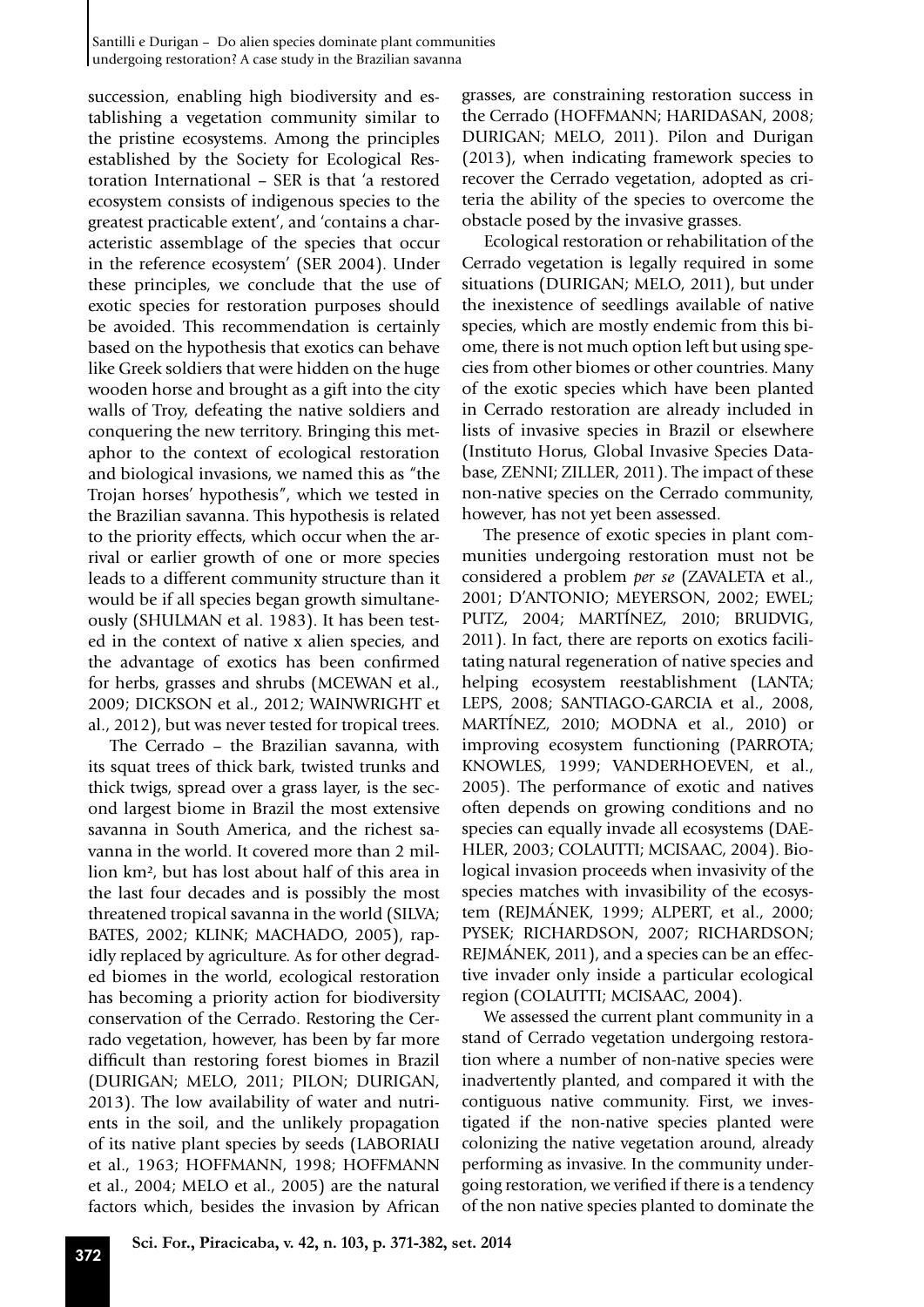succession, enabling high biodiversity and establishing a vegetation community similar to the pristine ecosystems. Among the principles established by the Society for Ecological Restoration International – SER is that 'a restored ecosystem consists of indigenous species to the greatest practicable extent', and 'contains a characteristic assemblage of the species that occur in the reference ecosystem' (SER 2004). Under these principles, we conclude that the use of exotic species for restoration purposes should be avoided. This recommendation is certainly based on the hypothesis that exotics can behave like Greek soldiers that were hidden on the huge wooden horse and brought as a gift into the city walls of Troy, defeating the native soldiers and conquering the new territory. Bringing this metaphor to the context of ecological restoration and biological invasions, we named this as "the Trojan horses' hypothesis", which we tested in the Brazilian savanna. This hypothesis is related to the priority effects, which occur when the arrival or earlier growth of one or more species leads to a different community structure than it would be if all species began growth simultaneously (SHULMAN et al. 1983). It has been tested in the context of native x alien species, and the advantage of exotics has been confirmed for herbs, grasses and shrubs (MCEWAN et al., 2009; DICKSON et al., 2012; WAINWRIGHT et al., 2012), but was never tested for tropical trees.

The Cerrado – the Brazilian savanna, with its squat trees of thick bark, twisted trunks and thick twigs, spread over a grass layer, is the second largest biome in Brazil the most extensive savanna in South America, and the richest savanna in the world. It covered more than 2 million km², but has lost about half of this area in the last four decades and is possibly the most threatened tropical savanna in the world (SILVA; BATES, 2002; KLINK; MACHADO, 2005), rapidly replaced by agriculture. As for other degraded biomes in the world, ecological restoration has becoming a priority action for biodiversity conservation of the Cerrado. Restoring the Cerrado vegetation, however, has been by far more difficult than restoring forest biomes in Brazil (DURIGAN; MELO, 2011; PILON; DURIGAN, 2013). The low availability of water and nutrients in the soil, and the unlikely propagation of its native plant species by seeds (LABORIAU et al., 1963; HOFFMANN, 1998; HOFFMANN et al., 2004; MELO et al., 2005) are the natural factors which, besides the invasion by African grasses, are constraining restoration success in the Cerrado (HOFFMANN; HARIDASAN, 2008; DURIGAN; MELO, 2011). Pilon and Durigan (2013), when indicating framework species to recover the Cerrado vegetation, adopted as criteria the ability of the species to overcome the obstacle posed by the invasive grasses.

Ecological restoration or rehabilitation of the Cerrado vegetation is legally required in some situations (DURIGAN; MELO, 2011), but under the inexistence of seedlings available of native species, which are mostly endemic from this biome, there is not much option left but using species from other biomes or other countries. Many of the exotic species which have been planted in Cerrado restoration are already included in lists of invasive species in Brazil or elsewhere (Instituto Horus, Global Invasive Species Database, ZENNI; ZILLER, 2011). The impact of these non-native species on the Cerrado community, however, has not yet been assessed.

The presence of exotic species in plant communities undergoing restoration must not be considered a problem *per se* (ZAVALETA et al., 2001; D'ANTONIO; MEYERSON, 2002; EWEL; PUTZ, 2004; MARTÍNEZ, 2010; BRUDVIG, 2011). In fact, there are reports on exotics facilitating natural regeneration of native species and helping ecosystem reestablishment (LANTA; LEPS, 2008; SANTIAGO-GARCIA et al., 2008, MARTÍNEZ, 2010; MODNA et al., 2010) or improving ecosystem functioning (PARROTA; KNOWLES, 1999; VANDERHOEVEN, et al., 2005). The performance of exotic and natives often depends on growing conditions and no species can equally invade all ecosystems (DAEHLER, 2003; COLAUTTI; MCISAAC, 2004). Biological invasion proceeds when invasivity of the species matches with invasibility of the ecosystem (REJMÁNEK, 1999; ALPERT, et al., 2000; PYSEK; RICHARDSON, 2007; RICHARDSON; REJMÁNEK, 2011), and a species can be an effective invader only inside a particular ecological region (COLAUTTI; MCISAAC, 2004).

We assessed the current plant community in a stand of Cerrado vegetation undergoing restoration where a number of non-native species were inadvertently planted, and compared it with the contiguous native community. First, we investigated if the non-native species planted were colonizing the native vegetation around, already performing as invasive. In the community undergoing restoration, we verified if there is a tendency of the non native species planted to dominate the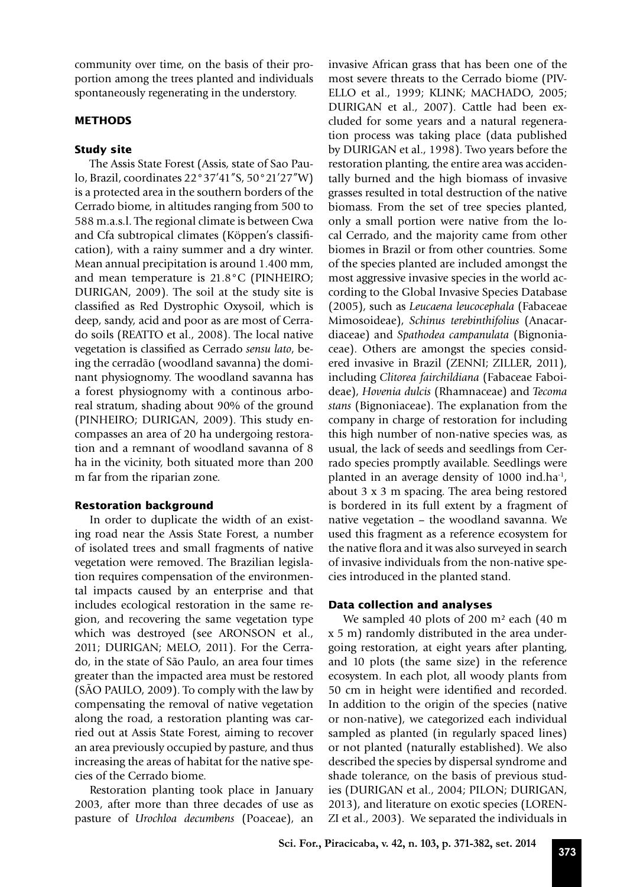community over time, on the basis of their proportion among the trees planted and individuals spontaneously regenerating in the understory.

## METHODS

### Study site

The Assis State Forest (Assis, state of Sao Paulo, Brazil, coordinates 22°37′41″S, 50°21′27″W) is a protected area in the southern borders of the Cerrado biome, in altitudes ranging from 500 to 588 m.a.s.l. The regional climate is between Cwa and Cfa subtropical climates (Köppen's classification), with a rainy summer and a dry winter. Mean annual precipitation is around 1.400 mm, and mean temperature is 21.8°C (PINHEIRO; DURIGAN, 2009). The soil at the study site is classified as Red Dystrophic Oxysoil, which is deep, sandy, acid and poor as are most of Cerrado soils (REATTO et al., 2008). The local native vegetation is classified as Cerrado *sensu lato*, being the cerradão (woodland savanna) the dominant physiognomy. The woodland savanna has a forest physiognomy with a continous arboreal stratum, shading about 90% of the ground (PINHEIRO; DURIGAN, 2009). This study encompasses an area of 20 ha undergoing restoration and a remnant of woodland savanna of 8 ha in the vicinity, both situated more than 200 m far from the riparian zone.

### Restoration background

In order to duplicate the width of an existing road near the Assis State Forest, a number of isolated trees and small fragments of native vegetation were removed. The Brazilian legislation requires compensation of the environmental impacts caused by an enterprise and that includes ecological restoration in the same region, and recovering the same vegetation type which was destroyed (see ARONSON et al., 2011; DURIGAN; MELO, 2011). For the Cerrado, in the state of São Paulo, an area four times greater than the impacted area must be restored (SÃO PAULO, 2009). To comply with the law by compensating the removal of native vegetation along the road, a restoration planting was carried out at Assis State Forest, aiming to recover an area previously occupied by pasture, and thus increasing the areas of habitat for the native species of the Cerrado biome.

Restoration planting took place in January 2003, after more than three decades of use as pasture of *Urochloa decumbens* (Poaceae), an invasive African grass that has been one of the most severe threats to the Cerrado biome (PIVELLO et al., 1999; KLINK; MACHADO, 2005; DURIGAN et al., 2007). Cattle had been excluded for some years and a natural regeneration process was taking place (data published by DURIGAN et al., 1998). Two years before the restoration planting, the entire area was accidentally burned and the high biomass of invasive grasses resulted in total destruction of the native biomass. From the set of tree species planted, only a small portion were native from the local Cerrado, and the majority came from other biomes in Brazil or from other countries. Some of the species planted are included amongst the most aggressive invasive species in the world according to the Global Invasive Species Database (2005), such as *Leucaena leucocephala* (Fabaceae Mimosoideae), *Schinus terebinthifolius* (Anacardiaceae) and *Spathodea campanulata* (Bignoniaceae). Others are amongst the species considered invasive in Brazil (ZENNI; ZILLER, 2011), including *Clitorea fairchildiana* (Fabaceae Faboideae), *Hovenia dulcis* (Rhamnaceae) and *Tecoma stans* (Bignoniaceae). The explanation from the company in charge of restoration for including this high number of non-native species was, as usual, the lack of seeds and seedlings from Cerrado species promptly available. Seedlings were planted in an average density of 1000 ind.ha$^{-1}$, about 3 x 3 m spacing. The area being restored is bordered in its full extent by a fragment of native vegetation – the woodland savanna. We used this fragment as a reference ecosystem for the native flora and it was also surveyed in search of invasive individuals from the non-native species introduced in the planted stand.

### Data collection and analyses

We sampled 40 plots of 200 m² each (40 m x 5 m) randomly distributed in the area undergoing restoration, at eight years after planting, and 10 plots (the same size) in the reference ecosystem. In each plot, all woody plants from 50 cm in height were identified and recorded. In addition to the origin of the species (native or non-native), we categorized each individual sampled as planted (in regularly spaced lines) or not planted (naturally established). We also described the species by dispersal syndrome and shade tolerance, on the basis of previous studies (DURIGAN et al., 2004; PILON; DURIGAN, 2013), and literature on exotic species (LORENZI et al., 2003). We separated the individuals in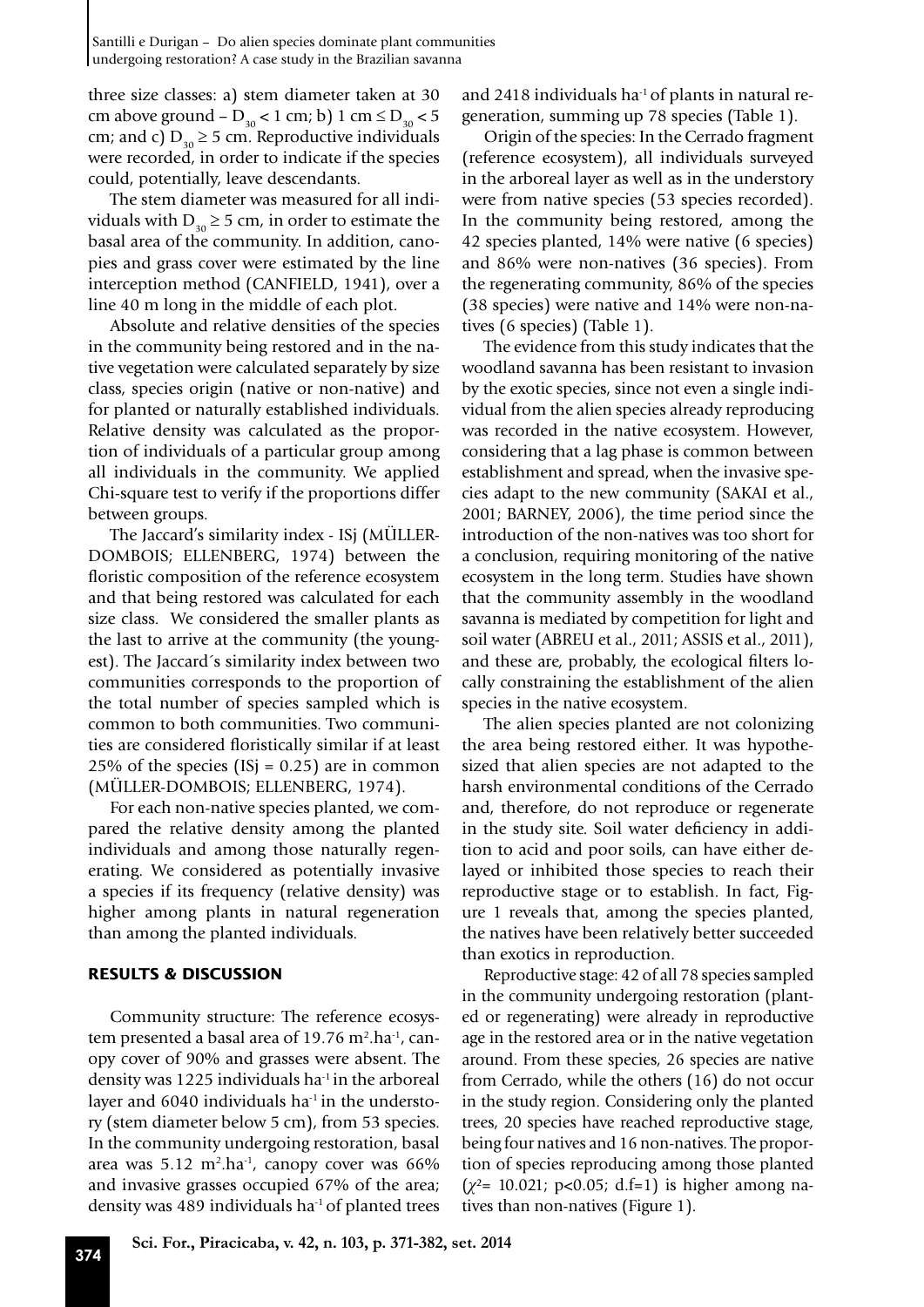three size classes: a) stem diameter taken at 30 cm above ground – $D_{30} < 1$ cm; b) 1 cm $\leq D_{30} < 5$ cm; and c) $D_{30} \geq 5$ cm. Reproductive individuals were recorded, in order to indicate if the species could, potentially, leave descendants.

The stem diameter was measured for all individuals with $D_{30} \geq 5$ cm, in order to estimate the basal area of the community. In addition, canopies and grass cover were estimated by the line interception method (CANFIELD, 1941), over a line 40 m long in the middle of each plot.

Absolute and relative densities of the species in the community being restored and in the native vegetation were calculated separately by size class, species origin (native or non-native) and for planted or naturally established individuals. Relative density was calculated as the proportion of individuals of a particular group among all individuals in the community. We applied Chi-square test to verify if the proportions differ between groups.

The Jaccard's similarity index - ISj (MÜLLER-DOMBOIS; ELLENBERG, 1974) between the floristic composition of the reference ecosystem and that being restored was calculated for each size class. We considered the smaller plants as the last to arrive at the community (the youngest). The Jaccard´s similarity index between two communities corresponds to the proportion of the total number of species sampled which is common to both communities. Two communities are considered floristically similar if at least 25% of the species (ISj = 0.25) are in common (MÜLLER-DOMBOIS; ELLENBERG, 1974).

For each non-native species planted, we compared the relative density among the planted individuals and among those naturally regenerating. We considered as potentially invasive a species if its frequency (relative density) was higher among plants in natural regeneration than among the planted individuals.

## RESULTS & DISCUSSION

Community structure: The reference ecosystem presented a basal area of 19.76 $m^2.ha^{-1}$, canopy cover of 90% and grasses were absent. The density was 1225 individuals $ha^{-1}$ in the arboreal layer and 6040 individuals $ha^{-1}$ in the understory (stem diameter below 5 cm), from 53 species. In the community undergoing restoration, basal area was 5.12 $m^2.ha^{-1}$, canopy cover was 66% and invasive grasses occupied 67% of the area; density was 489 individuals $ha^{-1}$ of planted trees and 2418 individuals $ha^{-1}$ of plants in natural regeneration, summing up 78 species (Table 1).

Origin of the species: In the Cerrado fragment (reference ecosystem), all individuals surveyed in the arboreal layer as well as in the understory were from native species (53 species recorded). In the community being restored, among the 42 species planted, 14% were native (6 species) and 86% were non-natives (36 species). From the regenerating community, 86% of the species (38 species) were native and 14% were non-natives (6 species) (Table 1).

The evidence from this study indicates that the woodland savanna has been resistant to invasion by the exotic species, since not even a single individual from the alien species already reproducing was recorded in the native ecosystem. However, considering that a lag phase is common between establishment and spread, when the invasive species adapt to the new community (SAKAI et al., 2001; BARNEY, 2006), the time period since the introduction of the non-natives was too short for a conclusion, requiring monitoring of the native ecosystem in the long term. Studies have shown that the community assembly in the woodland savanna is mediated by competition for light and soil water (ABREU et al., 2011; ASSIS et al., 2011), and these are, probably, the ecological filters locally constraining the establishment of the alien species in the native ecosystem.

The alien species planted are not colonizing the area being restored either. It was hypothesized that alien species are not adapted to the harsh environmental conditions of the Cerrado and, therefore, do not reproduce or regenerate in the study site. Soil water deficiency in addition to acid and poor soils, can have either delayed or inhibited those species to reach their reproductive stage or to establish. In fact, Figure 1 reveals that, among the species planted, the natives have been relatively better succeeded than exotics in reproduction.

Reproductive stage: 42 of all 78 species sampled in the community undergoing restoration (planted or regenerating) were already in reproductive age in the restored area or in the native vegetation around. From these species, 26 species are native from Cerrado, while the others (16) do not occur in the study region. Considering only the planted trees, 20 species have reached reproductive stage, being four natives and 16 non-natives. The proportion of species reproducing among those planted ($\chi^2$= 10.021; $p<0.05$; d.f=1) is higher among natives than non-natives (Figure 1).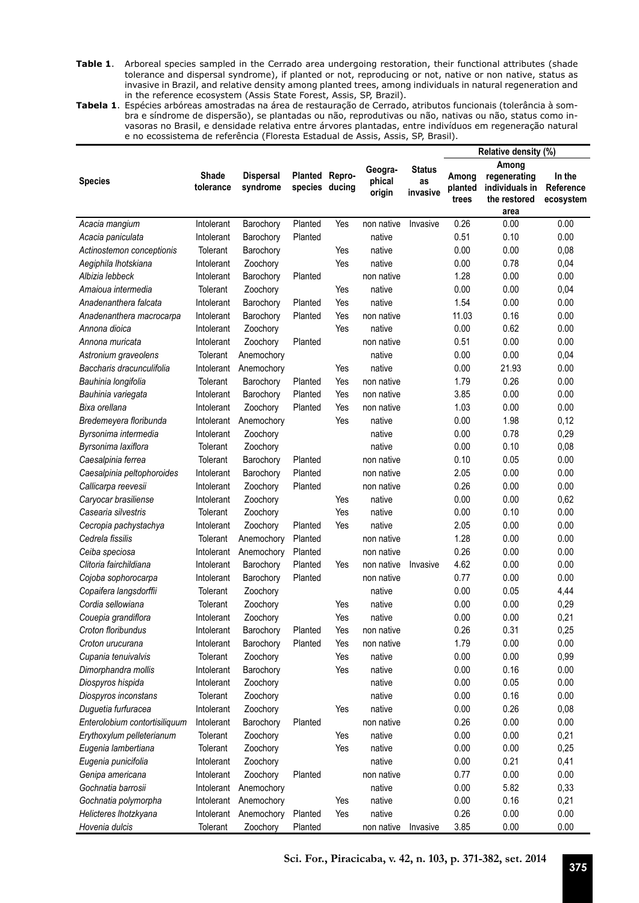**Table 1**. Arboreal species sampled in the Cerrado area undergoing restoration, their functional attributes (shade tolerance and dispersal syndrome), if planted or not, reproducing or not, native or non native, status as invasive in Brazil, and relative density among planted trees, among individuals in natural regeneration and in the reference ecosystem (Assis State Forest, Assis, SP, Brazil).

**Tabela 1**. Espécies arbóreas amostradas na área de restauração de Cerrado, atributos funcionais (tolerância à sombra e síndrome de dispersão), se plantadas ou não, reprodutivas ou não, nativas ou não, status como invasoras no Brasil, e densidade relativa entre árvores plantadas, entre indivíduos em regeneração natural e no ecossistema de referência (Floresta Estadual de Assis, Assis, SP, Brasil).

| Species | Shade tolerance | Dispersal syndrome | Planted species | Reproducing | Geographical origin | Status as invasive | Relative density (%) | | |
|---|---|---|---|---|---|---|---|---|---|
| | | | | | | | Among planted trees | Among regenerating individuals in the restored area | In the Reference ecosystem |
| *Acacia mangium* | Intolerant | Barochory | Planted | Yes | non native | Invasive | 0.26 | 0.00 | 0.00 |
| *Acacia paniculata* | Intolerant | Barochory | Planted | | native | | 0.51 | 0.10 | 0.00 |
| *Actinostemon conceptionis* | Tolerant | Barochory | | Yes | native | | 0.00 | 0.00 | 0,08 |
| *Aegiphila lhotskiana* | Intolerant | Zoochory | | Yes | native | | 0.00 | 0.78 | 0,04 |
| *Albizia lebbeck* | Intolerant | Barochory | Planted | | non native | | 1.28 | 0.00 | 0.00 |
| *Amaioua intermedia* | Tolerant | Zoochory | | Yes | native | | 0.00 | 0.00 | 0,04 |
| *Anadenanthera falcata* | Intolerant | Barochory | Planted | Yes | native | | 1.54 | 0.00 | 0.00 |
| *Anadenanthera macrocarpa* | Intolerant | Barochory | Planted | Yes | non native | | 11.03 | 0.16 | 0.00 |
| *Annona dioica* | Intolerant | Zoochory | | Yes | native | | 0.00 | 0.62 | 0.00 |
| *Annona muricata* | Intolerant | Zoochory | Planted | | non native | | 0.51 | 0.00 | 0.00 |
| *Astronium graveolens* | Tolerant | Anemochory | | | native | | 0.00 | 0.00 | 0,04 |
| *Baccharis dracunculifolia* | Intolerant | Anemochory | | Yes | native | | 0.00 | 21.93 | 0.00 |
| *Bauhinia longifolia* | Tolerant | Barochory | Planted | Yes | non native | | 1.79 | 0.26 | 0.00 |
| *Bauhinia variegata* | Intolerant | Barochory | Planted | Yes | non native | | 3.85 | 0.00 | 0.00 |
| *Bixa orellana* | Intolerant | Zoochory | Planted | Yes | non native | | 1.03 | 0.00 | 0.00 |
| *Bredemeyera floribunda* | Intolerant | Anemochory | | Yes | native | | 0.00 | 1.98 | 0,12 |
| *Byrsonima intermedia* | Intolerant | Zoochory | | | native | | 0.00 | 0.78 | 0,29 |
| *Byrsonima laxiflora* | Tolerant | Zoochory | | | native | | 0.00 | 0.10 | 0,08 |
| *Caesalpinia ferrea* | Tolerant | Barochory | Planted | | non native | | 0.10 | 0.05 | 0.00 |
| *Caesalpinia peltophoroides* | Intolerant | Barochory | Planted | | non native | | 2.05 | 0.00 | 0.00 |
| *Callicarpa reevesii* | Intolerant | Zoochory | Planted | | non native | | 0.26 | 0.00 | 0.00 |
| *Caryocar brasiliense* | Intolerant | Zoochory | | Yes | native | | 0.00 | 0.00 | 0,62 |
| *Casearia silvestris* | Tolerant | Zoochory | | Yes | native | | 0.00 | 0.10 | 0.00 |
| *Cecropia pachystachya* | Intolerant | Zoochory | Planted | Yes | native | | 2.05 | 0.00 | 0.00 |
| *Cedrela fissilis* | Tolerant | Anemochory | Planted | | non native | | 1.28 | 0.00 | 0.00 |
| *Ceiba speciosa* | Intolerant | Anemochory | Planted | | non native | | 0.26 | 0.00 | 0.00 |
| *Clitoria fairchildiana* | Intolerant | Barochory | Planted | Yes | non native | Invasive | 4.62 | 0.00 | 0.00 |
| *Cojoba sophorocarpa* | Intolerant | Barochory | Planted | | non native | | 0.77 | 0.00 | 0.00 |
| *Copaifera langsdorffii* | Tolerant | Zoochory | | | native | | 0.00 | 0.05 | 4,44 |
| *Cordia sellowiana* | Tolerant | Zoochory | | Yes | native | | 0.00 | 0.00 | 0,29 |
| *Couepia grandiflora* | Intolerant | Zoochory | | Yes | native | | 0.00 | 0.00 | 0,21 |
| *Croton floribundus* | Intolerant | Barochory | Planted | Yes | non native | | 0.26 | 0.31 | 0,25 |
| *Croton urucurana* | Intolerant | Barochory | Planted | Yes | non native | | 1.79 | 0.00 | 0.00 |
| *Cupania tenuivalvis* | Tolerant | Zoochory | | Yes | native | | 0.00 | 0.00 | 0,99 |
| *Dimorphandra mollis* | Intolerant | Barochory | | Yes | native | | 0.00 | 0.16 | 0.00 |
| *Diospyros hispida* | Intolerant | Zoochory | | | native | | 0.00 | 0.05 | 0.00 |
| *Diospyros inconstans* | Tolerant | Zoochory | | | native | | 0.00 | 0.16 | 0.00 |
| *Duguetia furfuracea* | Intolerant | Zoochory | | Yes | native | | 0.00 | 0.26 | 0,08 |
| *Enterolobium contortisiliquum* | Intolerant | Barochory | Planted | | non native | | 0.26 | 0.00 | 0.00 |
| *Erythoxylum pelleterianum* | Tolerant | Zoochory | | Yes | native | | 0.00 | 0.00 | 0,21 |
| *Eugenia lambertiana* | Tolerant | Zoochory | | Yes | native | | 0.00 | 0.00 | 0,25 |
| *Eugenia punicifolia* | Intolerant | Zoochory | | | native | | 0.00 | 0.21 | 0,41 |
| *Genipa americana* | Intolerant | Zoochory | Planted | | non native | | 0.77 | 0.00 | 0.00 |
| *Gochnatia barrosii* | Intolerant | Anemochory | | | native | | 0.00 | 5.82 | 0,33 |
| *Gochnatia polymorpha* | Intolerant | Anemochory | | Yes | native | | 0.00 | 0.16 | 0,21 |
| *Helicteres lhotzkyana* | Intolerant | Anemochory | Planted | Yes | native | | 0.26 | 0.00 | 0.00 |
| *Hovenia dulcis* | Tolerant | Zoochory | Planted | | non native | Invasive | 3.85 | 0.00 | 0.00 |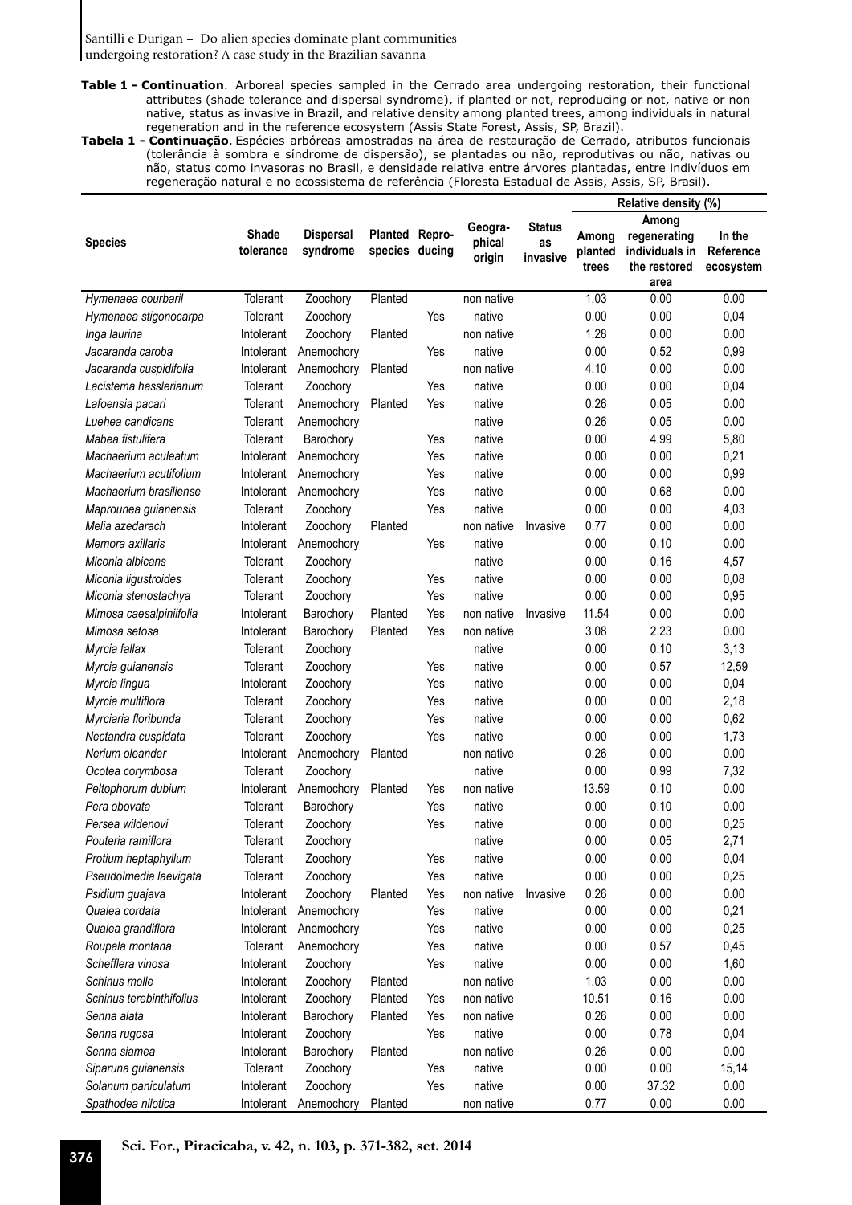**Table 1 - Continuation**. Arboreal species sampled in the Cerrado area undergoing restoration, their functional attributes (shade tolerance and dispersal syndrome), if planted or not, reproducing or not, native or non native, status as invasive in Brazil, and relative density among planted trees, among individuals in natural regeneration and in the reference ecosystem (Assis State Forest, Assis, SP, Brazil).

**Tabela 1 - Continuação**. Espécies arbóreas amostradas na área de restauração de Cerrado, atributos funcionais (tolerância à sombra e síndrome de dispersão), se plantadas ou não, reprodutivas ou não, nativas ou não, status como invasoras no Brasil, e densidade relativa entre árvores plantadas, entre indivíduos em regeneração natural e no ecossistema de referência (Floresta Estadual de Assis, Assis, SP, Brasil).

| Species | Shade tolerance | Dispersal syndrome | Planted species | Repro-ducing | Geogra-phical origin | Status as invasive | Relative density (%) | | |
|---|---|---|---|---|---|---|---|---|---|
| | | | | | | | Among planted trees | Among regenerating individuals in the restored area | In the Reference ecosystem |
| *Hymenaea courbaril* | Tolerant | Zoochory | Planted | | non native | | 1,03 | 0.00 | 0.00 |
| *Hymenaea stigonocarpa* | Tolerant | Zoochory | | Yes | native | | 0.00 | 0.00 | 0,04 |
| *Inga laurina* | Intolerant | Zoochory | Planted | | non native | | 1.28 | 0.00 | 0.00 |
| *Jacaranda caroba* | Intolerant | Anemochory | | Yes | native | | 0.00 | 0.52 | 0,99 |
| *Jacaranda cuspidifolia* | Intolerant | Anemochory | Planted | | non native | | 4.10 | 0.00 | 0.00 |
| *Lacistema hasslerianum* | Tolerant | Zoochory | | Yes | native | | 0.00 | 0.00 | 0,04 |
| *Lafoensia pacari* | Tolerant | Anemochory | Planted | Yes | native | | 0.26 | 0.05 | 0.00 |
| *Luehea candicans* | Tolerant | Anemochory | | | native | | 0.26 | 0.05 | 0.00 |
| *Mabea fistulifera* | Tolerant | Barochory | | Yes | native | | 0.00 | 4.99 | 5,80 |
| *Machaerium aculeatum* | Intolerant | Anemochory | | Yes | native | | 0.00 | 0.00 | 0,21 |
| *Machaerium acutifolium* | Intolerant | Anemochory | | Yes | native | | 0.00 | 0.00 | 0,99 |
| *Machaerium brasiliense* | Intolerant | Anemochory | | Yes | native | | 0.00 | 0.68 | 0.00 |
| *Maprounea guianensis* | Tolerant | Zoochory | | Yes | native | | 0.00 | 0.00 | 4,03 |
| *Melia azedarach* | Intolerant | Zoochory | Planted | | non native | Invasive | 0.77 | 0.00 | 0.00 |
| *Memora axillaris* | Intolerant | Anemochory | | Yes | native | | 0.00 | 0.10 | 0.00 |
| *Miconia albicans* | Tolerant | Zoochory | | | native | | 0.00 | 0.16 | 4,57 |
| *Miconia ligustroides* | Tolerant | Zoochory | | Yes | native | | 0.00 | 0.00 | 0,08 |
| *Miconia stenostachya* | Tolerant | Zoochory | | Yes | native | | 0.00 | 0.00 | 0,95 |
| *Mimosa caesalpiniifolia* | Intolerant | Barochory | Planted | Yes | non native | Invasive | 11.54 | 0.00 | 0.00 |
| *Mimosa setosa* | Intolerant | Barochory | Planted | Yes | non native | | 3.08 | 2.23 | 0.00 |
| *Myrcia fallax* | Tolerant | Zoochory | | | native | | 0.00 | 0.10 | 3,13 |
| *Myrcia guianensis* | Tolerant | Zoochory | | Yes | native | | 0.00 | 0.57 | 12,59 |
| *Myrcia lingua* | Intolerant | Zoochory | | Yes | native | | 0.00 | 0.00 | 0,04 |
| *Myrcia multiflora* | Tolerant | Zoochory | | Yes | native | | 0.00 | 0.00 | 2,18 |
| *Myrciaria floribunda* | Tolerant | Zoochory | | Yes | native | | 0.00 | 0.00 | 0,62 |
| *Nectandra cuspidata* | Tolerant | Zoochory | | Yes | native | | 0.00 | 0.00 | 1,73 |
| *Nerium oleander* | Intolerant | Anemochory | Planted | | non native | | 0.26 | 0.00 | 0.00 |
| *Ocotea corymbosa* | Tolerant | Zoochory | | | native | | 0.00 | 0.99 | 7,32 |
| *Peltophorum dubium* | Intolerant | Anemochory | Planted | Yes | non native | | 13.59 | 0.10 | 0.00 |
| *Pera obovata* | Tolerant | Barochory | | Yes | native | | 0.00 | 0.10 | 0.00 |
| *Persea wildenovi* | Tolerant | Zoochory | | Yes | native | | 0.00 | 0.00 | 0,25 |
| *Pouteria ramiflora* | Tolerant | Zoochory | | | native | | 0.00 | 0.05 | 2,71 |
| *Protium heptaphyllum* | Tolerant | Zoochory | | Yes | native | | 0.00 | 0.00 | 0,04 |
| *Pseudolmedia laevigata* | Tolerant | Zoochory | | Yes | native | | 0.00 | 0.00 | 0,25 |
| *Psidium guajava* | Intolerant | Zoochory | Planted | Yes | non native | Invasive | 0.26 | 0.00 | 0.00 |
| *Qualea cordata* | Intolerant | Anemochory | | Yes | native | | 0.00 | 0.00 | 0,21 |
| *Qualea grandiflora* | Intolerant | Anemochory | | Yes | native | | 0.00 | 0.00 | 0,25 |
| *Roupala montana* | Tolerant | Anemochory | | Yes | native | | 0.00 | 0.57 | 0,45 |
| *Schefflera vinosa* | Intolerant | Zoochory | | Yes | native | | 0.00 | 0.00 | 1,60 |
| *Schinus molle* | Intolerant | Zoochory | Planted | | non native | | 1.03 | 0.00 | 0.00 |
| *Schinus terebinthifolius* | Intolerant | Zoochory | Planted | Yes | non native | | 10.51 | 0.16 | 0.00 |
| *Senna alata* | Intolerant | Barochory | Planted | Yes | non native | | 0.26 | 0.00 | 0.00 |
| *Senna rugosa* | Intolerant | Zoochory | | Yes | native | | 0.00 | 0.78 | 0,04 |
| *Senna siamea* | Intolerant | Barochory | Planted | | non native | | 0.26 | 0.00 | 0.00 |
| *Siparuna guianensis* | Tolerant | Zoochory | | Yes | native | | 0.00 | 0.00 | 15,14 |
| *Solanum paniculatum* | Intolerant | Zoochory | | Yes | native | | 0.00 | 37.32 | 0.00 |
| *Spathodea nilotica* | Intolerant | Anemochory | Planted | | non native | | 0.77 | 0.00 | 0.00 |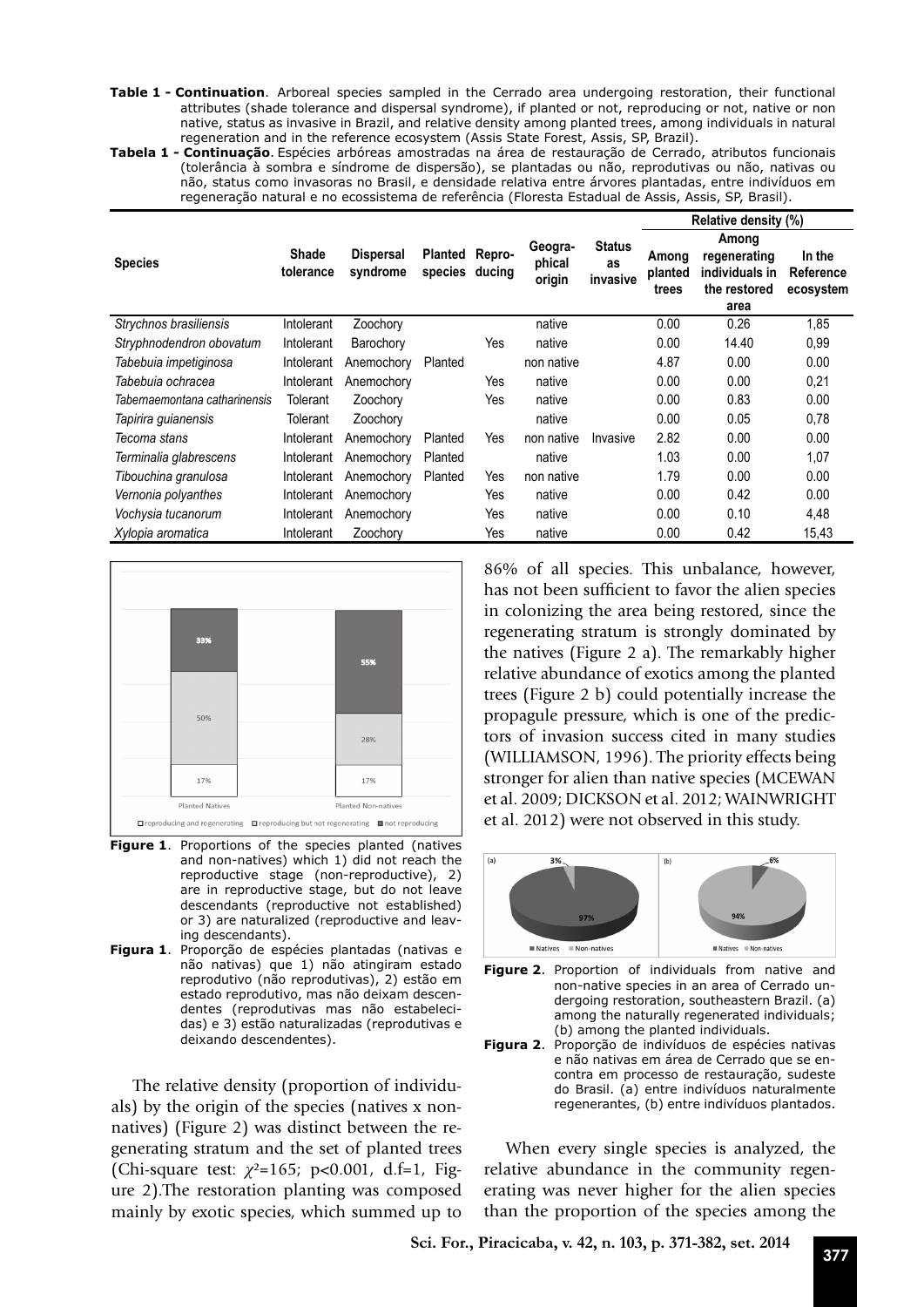**Table 1 - Continuation**. Arboreal species sampled in the Cerrado area undergoing restoration, their functional attributes (shade tolerance and dispersal syndrome), if planted or not, reproducing or not, native or non native, status as invasive in Brazil, and relative density among planted trees, among individuals in natural regeneration and in the reference ecosystem (Assis State Forest, Assis, SP, Brazil).

**Tabela 1 - Continuação**. Espécies arbóreas amostradas na área de restauração de Cerrado, atributos funcionais (tolerância à sombra e síndrome de dispersão), se plantadas ou não, reprodutivas ou não, nativas ou não, status como invasoras no Brasil, e densidade relativa entre árvores plantadas, entre indivíduos em regeneração natural e no ecossistema de referência (Floresta Estadual de Assis, Assis, SP, Brasil).

| Species | Shade tolerance | Dispersal syndrome | Planted species | Repro-ducing | Geogra-phical origin | Status as invasive | Relative density (%) | | |
|---|---|---|---|---|---|---|---|---|---|
| | | | | | | | Among planted trees | Among regenerating individuals in the restored area | In the Reference ecosystem |
| *Strychnos brasiliensis* | Intolerant | Zoochory | | | native | | 0.00 | 0.26 | 1,85 |
| *Stryphnodendron obovatum* | Intolerant | Barochory | | Yes | native | | 0.00 | 14.40 | 0,99 |
| *Tabebuia impetiginosa* | Intolerant | Anemochory | Planted | | non native | | 4.87 | 0.00 | 0.00 |
| *Tabebuia ochracea* | Intolerant | Anemochory | | Yes | native | | 0.00 | 0.00 | 0,21 |
| *Tabernaemontana catharinensis* | Tolerant | Zoochory | | Yes | native | | 0.00 | 0.83 | 0.00 |
| *Tapirira guianensis* | Tolerant | Zoochory | | | native | | 0.00 | 0.05 | 0,78 |
| *Tecoma stans* | Intolerant | Anemochory | Planted | Yes | non native | Invasive | 2.82 | 0.00 | 0.00 |
| *Terminalia glabrescens* | Intolerant | Anemochory | Planted | | native | | 1.03 | 0.00 | 1,07 |
| *Tibouchina granulosa* | Intolerant | Anemochory | Planted | Yes | non native | | 1.79 | 0.00 | 0.00 |
| *Vernonia polyanthes* | Intolerant | Anemochory | | Yes | native | | 0.00 | 0.42 | 0.00 |
| *Vochysia tucanorum* | Intolerant | Anemochory | | Yes | native | | 0.00 | 0.10 | 4,48 |
| *Xylopia aromatica* | Intolerant | Zoochory | | Yes | native | | 0.00 | 0.42 | 15,43 |

33%
50%
17%
Planted Natives
55%
28%
17%
Planted Non-natives
□ reproducing and regenerating □ reproducing but not regenerating ■ not reproducing

**Figure 1**. Proportions of the species planted (natives and non-natives) which 1) did not reach the reproductive stage (non-reproductive), 2) are in reproductive stage, but do not leave descendants (reproductive not established) or 3) are naturalized (reproductive and leaving descendants).

**Figura 1**. Proporção de espécies plantadas (nativas e não nativas) que 1) não atingiram estado reprodutivo (não reprodutivas), 2) estão em estado reprodutivo, mas não deixam descendentes (reprodutivas mas não estabelecidas) e 3) estão naturalizadas (reprodutivas e deixando descendentes).

The relative density (proportion of individuals) by the origin of the species (natives x non-natives) (Figure 2) was distinct between the regenerating stratum and the set of planted trees (Chi-square test: $\chi^2=165$; $p<0.001$, d.f=1, Figure 2).The restoration planting was composed mainly by exotic species, which summed up to 86% of all species. This unbalance, however, has not been sufficient to favor the alien species in colonizing the area being restored, since the regenerating stratum is strongly dominated by the natives (Figure 2 a). The remarkably higher relative abundance of exotics among the planted trees (Figure 2 b) could potentially increase the propagule pressure, which is one of the predictors of invasion success cited in many studies (WILLIAMSON, 1996). The priority effects being stronger for alien than native species (MCEWAN et al. 2009; DICKSON et al. 2012; WAINWRIGHT et al. 2012) were not observed in this study.

(a)
3%
97%
■ Natives ■ Non-natives
(b)
6%
94%
■ Natives ■ Non-natives

**Figure 2**. Proportion of individuals from native and non-native species in an area of Cerrado undergoing restoration, southeastern Brazil. (a) among the naturally regenerated individuals; (b) among the planted individuals.

**Figura 2**. Proporção de indivíduos de espécies nativas e não nativas em área de Cerrado que se encontra em processo de restauração, sudeste do Brasil. (a) entre indivíduos naturalmente regenerantes, (b) entre indivíduos plantados.

When every single species is analyzed, the relative abundance in the community regenerating was never higher for the alien species than the proportion of the species among the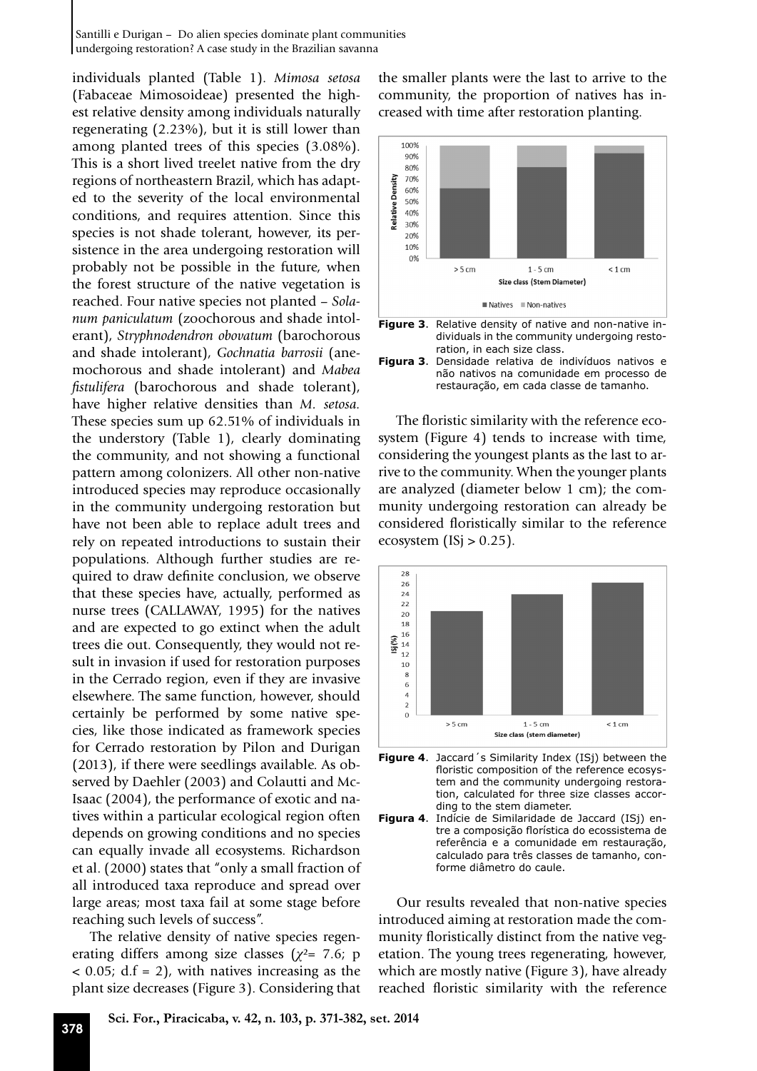individuals planted (Table 1). *Mimosa setosa* (Fabaceae Mimosoideae) presented the highest relative density among individuals naturally regenerating (2.23%), but it is still lower than among planted trees of this species (3.08%). This is a short lived treelet native from the dry regions of northeastern Brazil, which has adapted to the severity of the local environmental conditions, and requires attention. Since this species is not shade tolerant, however, its persistence in the area undergoing restoration will probably not be possible in the future, when the forest structure of the native vegetation is reached. Four native species not planted – *Solanum paniculatum* (zoochorous and shade intolerant), *Stryphnodendron obovatum* (barochorous and shade intolerant), *Gochnatia barrosii* (anemochorous and shade intolerant) and *Mabea fistulifera* (barochorous and shade tolerant), have higher relative densities than *M. setosa.* These species sum up 62.51% of individuals in the understory (Table 1), clearly dominating the community, and not showing a functional pattern among colonizers. All other non-native introduced species may reproduce occasionally in the community undergoing restoration but have not been able to replace adult trees and rely on repeated introductions to sustain their populations. Although further studies are required to draw definite conclusion, we observe that these species have, actually, performed as nurse trees (CALLAWAY, 1995) for the natives and are expected to go extinct when the adult trees die out. Consequently, they would not result in invasion if used for restoration purposes in the Cerrado region, even if they are invasive elsewhere. The same function, however, should certainly be performed by some native species, like those indicated as framework species for Cerrado restoration by Pilon and Durigan (2013), if there were seedlings available. As observed by Daehler (2003) and Colautti and McIsaac (2004), the performance of exotic and natives within a particular ecological region often depends on growing conditions and no species can equally invade all ecosystems. Richardson et al. (2000) states that "only a small fraction of all introduced taxa reproduce and spread over large areas; most taxa fail at some stage before reaching such levels of success".

The relative density of native species regenerating differs among size classes ($\chi^2$= 7.6; $p < 0.05$; d.f = 2), with natives increasing as the plant size decreases (Figure 3). Considering that the smaller plants were the last to arrive to the community, the proportion of natives has increased with time after restoration planting.

100%
90%
80%
70%
60%
50%
40%
30%
20%
10%
0%
Relative Density
> 5 cm
1 - 5 cm
< 1 cm
Size class (Stem Diameter)
Natives Non-natives

**Figure 3**. Relative density of native and non-native individuals in the community undergoing restoration, in each size class.

**Figura 3**. Densidade relativa de indivíduos nativos e não nativos na comunidade em processo de restauração, em cada classe de tamanho.

The floristic similarity with the reference ecosystem (Figure 4) tends to increase with time, considering the youngest plants as the last to arrive to the community. When the younger plants are analyzed (diameter below 1 cm); the community undergoing restoration can already be considered floristically similar to the reference ecosystem (ISj > 0.25).

28
26
24
22
20
18
16
14
12
10
8
6
4
2
0
ISj(%)
> 5 cm
1 - 5 cm
< 1 cm
Size class (stem diameter)

**Figure 4**. Jaccard´s Similarity Index (ISj) between the floristic composition of the reference ecosystem and the community undergoing restoration, calculated for three size classes according to the stem diameter.

**Figura 4**. Indície de Similaridade de Jaccard (ISj) entre a composição florística do ecossistema de referência e a comunidade em restauração, calculado para três classes de tamanho, conforme diâmetro do caule.

Our results revealed that non-native species introduced aiming at restoration made the community floristically distinct from the native vegetation. The young trees regenerating, however, which are mostly native (Figure 3), have already reached floristic similarity with the reference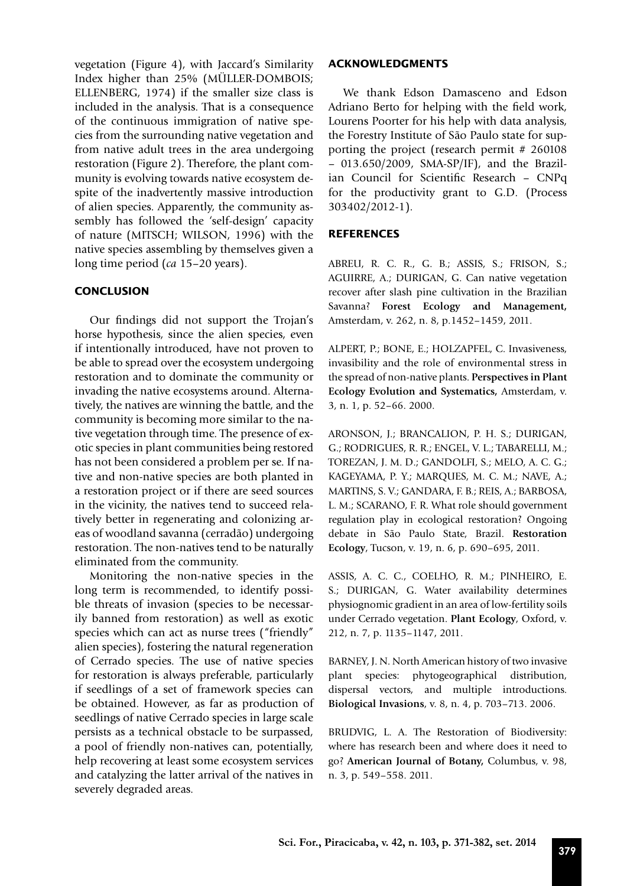vegetation (Figure 4), with Jaccard's Similarity Index higher than 25% (MÜLLER-DOMBOIS; ELLENBERG, 1974) if the smaller size class is included in the analysis. That is a consequence of the continuous immigration of native species from the surrounding native vegetation and from native adult trees in the area undergoing restoration (Figure 2). Therefore, the plant community is evolving towards native ecosystem despite of the inadvertently massive introduction of alien species. Apparently, the community assembly has followed the 'self-design' capacity of nature (MITSCH; WILSON, 1996) with the native species assembling by themselves given a long time period (*ca* 15–20 years).

## CONCLUSION

Our findings did not support the Trojan's horse hypothesis, since the alien species, even if intentionally introduced, have not proven to be able to spread over the ecosystem undergoing restoration and to dominate the community or invading the native ecosystems around. Alternatively, the natives are winning the battle, and the community is becoming more similar to the native vegetation through time. The presence of exotic species in plant communities being restored has not been considered a problem per se. If native and non-native species are both planted in a restoration project or if there are seed sources in the vicinity, the natives tend to succeed relatively better in regenerating and colonizing areas of woodland savanna (cerradão) undergoing restoration. The non-natives tend to be naturally eliminated from the community.

Monitoring the non-native species in the long term is recommended, to identify possible threats of invasion (species to be necessarily banned from restoration) as well as exotic species which can act as nurse trees ("friendly" alien species), fostering the natural regeneration of Cerrado species. The use of native species for restoration is always preferable, particularly if seedlings of a set of framework species can be obtained. However, as far as production of seedlings of native Cerrado species in large scale persists as a technical obstacle to be surpassed, a pool of friendly non-natives can, potentially, help recovering at least some ecosystem services and catalyzing the latter arrival of the natives in severely degraded areas.

## ACKNOWLEDGMENTS

We thank Edson Damasceno and Edson Adriano Berto for helping with the field work, Lourens Poorter for his help with data analysis, the Forestry Institute of São Paulo state for supporting the project (research permit # 260108 – 013.650/2009, SMA-SP/IF), and the Brazilian Council for Scientific Research – CNPq for the productivity grant to G.D. (Process 303402/2012-1).

## REFERENCES

ABREU, R. C. R., G. B.; ASSIS, S.; FRISON, S.; AGUIRRE, A.; DURIGAN, G. Can native vegetation recover after slash pine cultivation in the Brazilian Savanna? **Forest Ecology and Management,** Amsterdam, v. 262, n. 8, p.1452–1459, 2011.

ALPERT, P.; BONE, E.; HOLZAPFEL, C. Invasiveness, invasibility and the role of environmental stress in the spread of non-native plants. **Perspectives in Plant Ecology Evolution and Systematics,** Amsterdam, v. 3, n. 1, p. 52–66. 2000.

ARONSON, J.; BRANCALION, P. H. S.; DURIGAN, G.; RODRIGUES, R. R.; ENGEL, V. L.; TABARELLI, M.; TOREZAN, J. M. D.; GANDOLFI, S.; MELO, A. C. G.; KAGEYAMA, P. Y.; MARQUES, M. C. M.; NAVE, A.; MARTINS, S. V.; GANDARA, F. B.; REIS, A.; BARBOSA, L. M.; SCARANO, F. R. What role should government regulation play in ecological restoration? Ongoing debate in São Paulo State, Brazil. **Restoration Ecology**, Tucson, v. 19, n. 6, p. 690–695, 2011.

ASSIS, A. C. C., COELHO, R. M.; PINHEIRO, E. S.; DURIGAN, G. Water availability determines physiognomic gradient in an area of low-fertility soils under Cerrado vegetation. **Plant Ecology**, Oxford, v. 212, n. 7, p. 1135–1147, 2011.

BARNEY, J. N. North American history of two invasive plant species: phytogeographical distribution, dispersal vectors, and multiple introductions. **Biological Invasions**, v. 8, n. 4, p. 703–713. 2006.

BRUDVIG, L. A. The Restoration of Biodiversity: where has research been and where does it need to go? **American Journal of Botany,** Columbus, v. 98, n. 3, p. 549–558. 2011.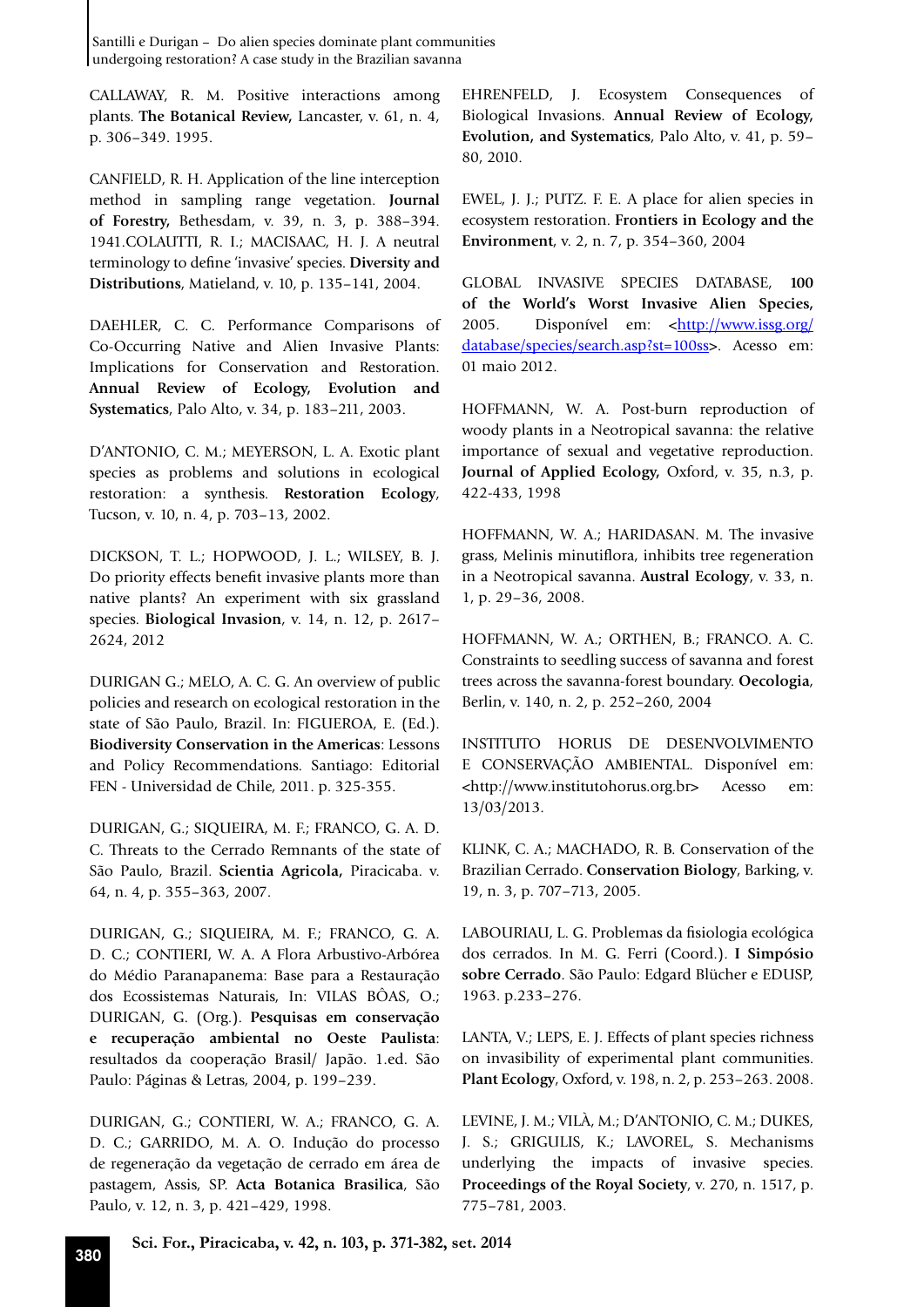CALLAWAY, R. M. Positive interactions among plants. **The Botanical Review,** Lancaster, v. 61, n. 4, p. 306–349. 1995.

CANFIELD, R. H. Application of the line interception method in sampling range vegetation. **Journal of Forestry,** Bethesdam, v. 39, n. 3, p. 388–394. 1941.COLAUTTI, R. I.; MACISAAC, H. J. A neutral terminology to define 'invasive' species. **Diversity and Distributions**, Matieland, v. 10, p. 135–141, 2004.

DAEHLER, C. C. Performance Comparisons of Co-Occurring Native and Alien Invasive Plants: Implications for Conservation and Restoration. **Annual Review of Ecology, Evolution and Systematics**, Palo Alto, v. 34, p. 183–211, 2003.

D'ANTONIO, C. M.; MEYERSON, L. A. Exotic plant species as problems and solutions in ecological restoration: a synthesis. **Restoration Ecology**, Tucson, v. 10, n. 4, p. 703–13, 2002.

DICKSON, T. L.; HOPWOOD, J. L.; WILSEY, B. J. Do priority effects benefit invasive plants more than native plants? An experiment with six grassland species. **Biological Invasion**, v. 14, n. 12, p. 2617–2624, 2012

DURIGAN G.; MELO, A. C. G. An overview of public policies and research on ecological restoration in the state of São Paulo, Brazil. In: FIGUEROA, E. (Ed.). **Biodiversity Conservation in the Americas**: Lessons and Policy Recommendations. Santiago: Editorial FEN - Universidad de Chile, 2011. p. 325-355.

DURIGAN, G.; SIQUEIRA, M. F.; FRANCO, G. A. D. C. Threats to the Cerrado Remnants of the state of São Paulo, Brazil. **Scientia Agricola,** Piracicaba. v. 64, n. 4, p. 355–363, 2007.

DURIGAN, G.; SIQUEIRA, M. F.; FRANCO, G. A. D. C.; CONTIERI, W. A. A Flora Arbustivo-Arbórea do Médio Paranapanema: Base para a Restauração dos Ecossistemas Naturais, In: VILAS BÔAS, O.; DURIGAN, G. (Org.). **Pesquisas em conservação e recuperação ambiental no Oeste Paulista**: resultados da cooperação Brasil/ Japão. 1.ed. São Paulo: Páginas & Letras, 2004, p. 199–239.

DURIGAN, G.; CONTIERI, W. A.; FRANCO, G. A. D. C.; GARRIDO, M. A. O. Indução do processo de regeneração da vegetação de cerrado em área de pastagem, Assis, SP. **Acta Botanica Brasilica**, São Paulo, v. 12, n. 3, p. 421–429, 1998.

EHRENFELD, J. Ecosystem Consequences of Biological Invasions. **Annual Review of Ecology, Evolution, and Systematics**, Palo Alto, v. 41, p. 59–80, 2010.

EWEL, J. J.; PUTZ. F. E. A place for alien species in ecosystem restoration. **Frontiers in Ecology and the Environment**, v. 2, n. 7, p. 354–360, 2004

GLOBAL INVASIVE SPECIES DATABASE, **100 of the World's Worst Invasive Alien Species,** 2005. Disponível em: <http://www.issg.org/database/species/search.asp?st=100ss>. Acesso em: 01 maio 2012.

HOFFMANN, W. A. Post-burn reproduction of woody plants in a Neotropical savanna: the relative importance of sexual and vegetative reproduction. **Journal of Applied Ecology,** Oxford, v. 35, n.3, p. 422-433, 1998

HOFFMANN, W. A.; HARIDASAN. M. The invasive grass, Melinis minutiflora, inhibits tree regeneration in a Neotropical savanna. **Austral Ecology**, v. 33, n. 1, p. 29–36, 2008.

HOFFMANN, W. A.; ORTHEN, B.; FRANCO. A. C. Constraints to seedling success of savanna and forest trees across the savanna-forest boundary. **Oecologia**, Berlin, v. 140, n. 2, p. 252–260, 2004

INSTITUTO HORUS DE DESENVOLVIMENTO E CONSERVAÇÃO AMBIENTAL. Disponível em: <http://www.institutohorus.org.br> Acesso em: 13/03/2013.

KLINK, C. A.; MACHADO, R. B. Conservation of the Brazilian Cerrado. **Conservation Biology**, Barking, v. 19, n. 3, p. 707–713, 2005.

LABOURIAU, L. G. Problemas da fisiologia ecológica dos cerrados. In M. G. Ferri (Coord.). **I Simpósio sobre Cerrado**. São Paulo: Edgard Blücher e EDUSP, 1963. p.233–276.

LANTA, V.; LEPS, E. J. Effects of plant species richness on invasibility of experimental plant communities. **Plant Ecology**, Oxford, v. 198, n. 2, p. 253–263. 2008.

LEVINE, J. M.; VILÀ, M.; D'ANTONIO, C. M.; DUKES, J. S.; GRIGULIS, K.; LAVOREL, S. Mechanisms underlying the impacts of invasive species. **Proceedings of the Royal Society**, v. 270, n. 1517, p. 775–781, 2003.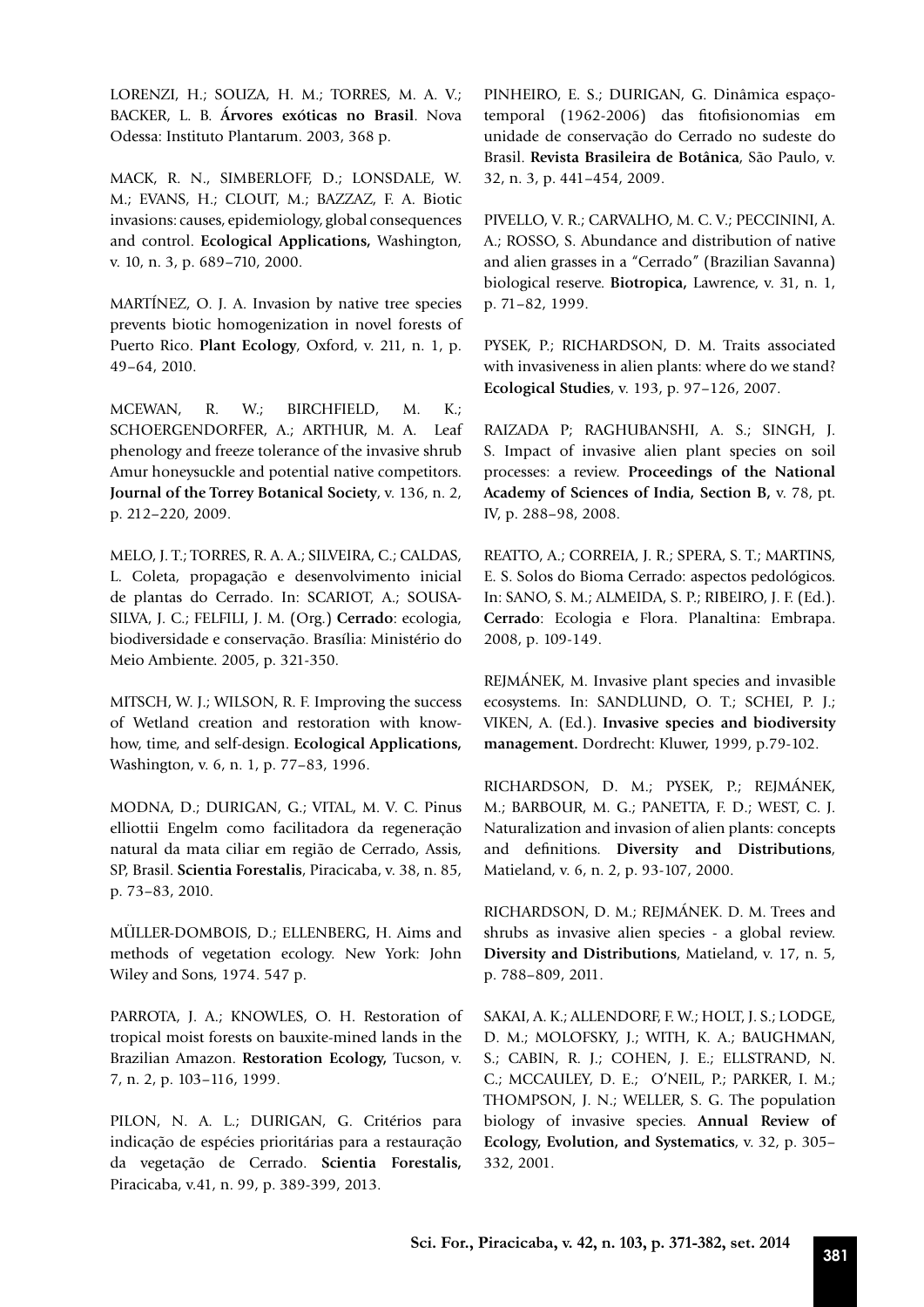LORENZI, H.; SOUZA, H. M.; TORRES, M. A. V.; BACKER, L. B. **Árvores exóticas no Brasil**. Nova Odessa: Instituto Plantarum. 2003, 368 p.

MACK, R. N., SIMBERLOFF, D.; LONSDALE, W. M.; EVANS, H.; CLOUT, M.; BAZZAZ, F. A. Biotic invasions: causes, epidemiology, global consequences and control. **Ecological Applications,** Washington, v. 10, n. 3, p. 689–710, 2000.

MARTÍNEZ, O. J. A. Invasion by native tree species prevents biotic homogenization in novel forests of Puerto Rico. **Plant Ecology**, Oxford, v. 211, n. 1, p. 49–64, 2010.

MCEWAN, R. W.; BIRCHFIELD, M. K.; SCHOERGENDORFER, A.; ARTHUR, M. A. Leaf phenology and freeze tolerance of the invasive shrub Amur honeysuckle and potential native competitors. **Journal of the Torrey Botanical Society**, v. 136, n. 2, p. 212–220, 2009.

MELO, J. T.; TORRES, R. A. A.; SILVEIRA, C.; CALDAS, L. Coleta, propagação e desenvolvimento inicial de plantas do Cerrado. In: SCARIOT, A.; SOUSA-SILVA, J. C.; FELFILI, J. M. (Org.) **Cerrado**: ecologia, biodiversidade e conservação. Brasília: Ministério do Meio Ambiente. 2005, p. 321-350.

MITSCH, W. J.; WILSON, R. F. Improving the success of Wetland creation and restoration with know-how, time, and self-design. **Ecological Applications,** Washington, v. 6, n. 1, p. 77–83, 1996.

MODNA, D.; DURIGAN, G.; VITAL, M. V. C. Pinus elliottii Engelm como facilitadora da regeneração natural da mata ciliar em região de Cerrado, Assis, SP, Brasil. **Scientia Forestalis**, Piracicaba, v. 38, n. 85, p. 73–83, 2010.

MÜLLER-DOMBOIS, D.; ELLENBERG, H. Aims and methods of vegetation ecology. New York: John Wiley and Sons, 1974. 547 p.

PARROTA, J. A.; KNOWLES, O. H. Restoration of tropical moist forests on bauxite-mined lands in the Brazilian Amazon. **Restoration Ecology,** Tucson, v. 7, n. 2, p. 103–116, 1999.

PILON, N. A. L.; DURIGAN, G. Critérios para indicação de espécies prioritárias para a restauração da vegetação de Cerrado. **Scientia Forestalis,** Piracicaba, v.41, n. 99, p. 389-399, 2013.

PINHEIRO, E. S.; DURIGAN, G. Dinâmica espaço-temporal (1962-2006) das fitofisionomias em unidade de conservação do Cerrado no sudeste do Brasil. **Revista Brasileira de Botânica**, São Paulo, v. 32, n. 3, p. 441–454, 2009.

PIVELLO, V. R.; CARVALHO, M. C. V.; PECCININI, A. A.; ROSSO, S. Abundance and distribution of native and alien grasses in a "Cerrado" (Brazilian Savanna) biological reserve. **Biotropica,** Lawrence, v. 31, n. 1, p. 71–82, 1999.

PYSEK, P.; RICHARDSON, D. M. Traits associated with invasiveness in alien plants: where do we stand? **Ecological Studies**, v. 193, p. 97–126, 2007.

RAIZADA P; RAGHUBANSHI, A. S.; SINGH, J. S. Impact of invasive alien plant species on soil processes: a review. **Proceedings of the National Academy of Sciences of India, Section B,** v. 78, pt. IV, p. 288–98, 2008.

REATTO, A.; CORREIA, J. R.; SPERA, S. T.; MARTINS, E. S. Solos do Bioma Cerrado: aspectos pedológicos. In: SANO, S. M.; ALMEIDA, S. P.; RIBEIRO, J. F. (Ed.). **Cerrado**: Ecologia e Flora. Planaltina: Embrapa. 2008, p. 109-149.

REJMÁNEK, M. Invasive plant species and invasible ecosystems. In: SANDLUND, O. T.; SCHEI, P. J.; VIKEN, A. (Ed.). **Invasive species and biodiversity management.** Dordrecht: Kluwer, 1999, p.79-102.

RICHARDSON, D. M.; PYSEK, P.; REJMÁNEK, M.; BARBOUR, M. G.; PANETTA, F. D.; WEST, C. J. Naturalization and invasion of alien plants: concepts and definitions. **Diversity and Distributions**, Matieland, v. 6, n. 2, p. 93-107, 2000.

RICHARDSON, D. M.; REJMÁNEK. D. M. Trees and shrubs as invasive alien species - a global review. **Diversity and Distributions**, Matieland, v. 17, n. 5, p. 788–809, 2011.

SAKAI, A. K.; ALLENDORF, F. W.; HOLT, J. S.; LODGE, D. M.; MOLOFSKY, J.; WITH, K. A.; BAUGHMAN, S.; CABIN, R. J.; COHEN, J. E.; ELLSTRAND, N. C.; MCCAULEY, D. E.; O'NEIL, P.; PARKER, I. M.; THOMPSON, J. N.; WELLER, S. G. The population biology of invasive species. **Annual Review of Ecology, Evolution, and Systematics**, v. 32, p. 305–332, 2001.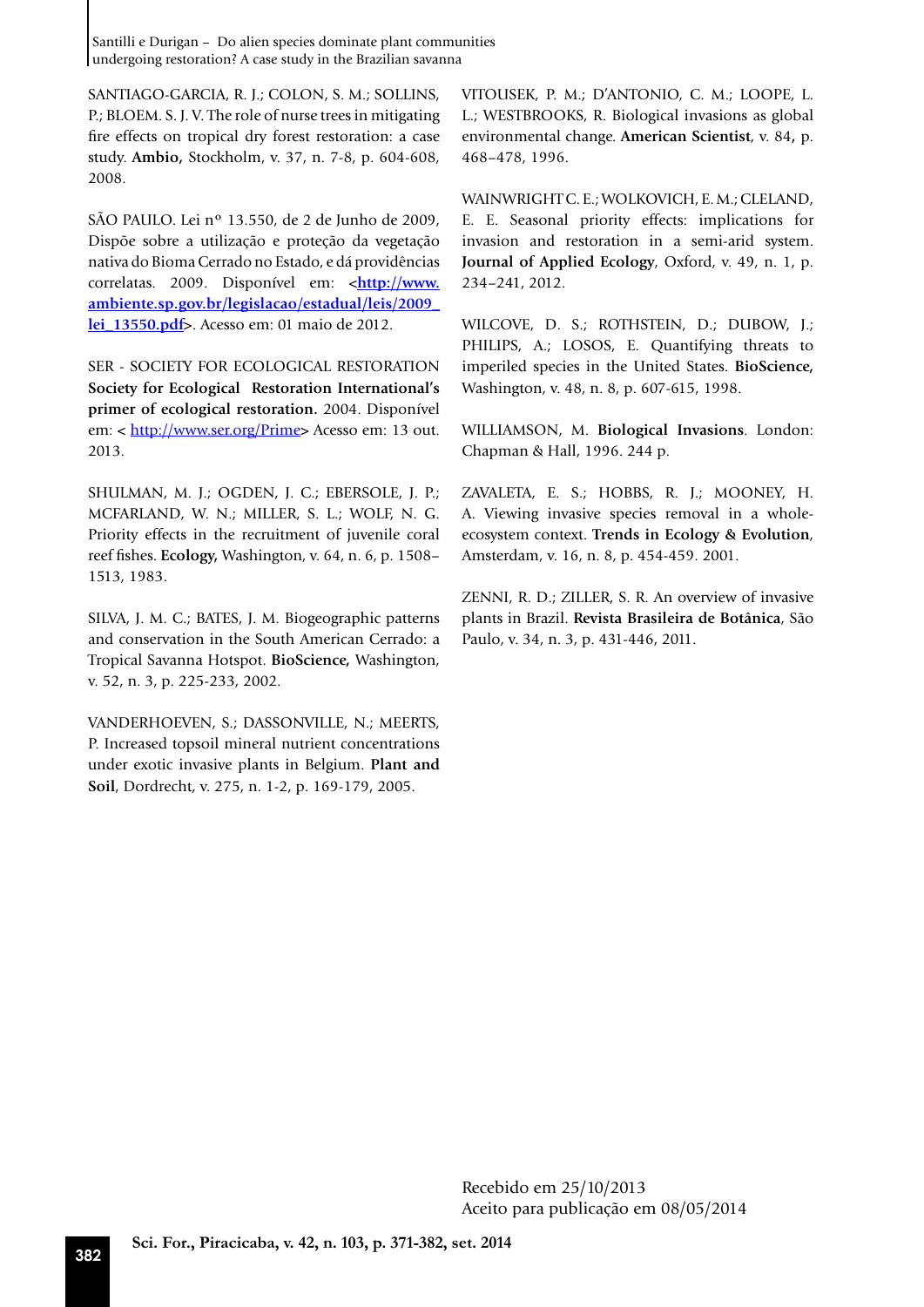SANTIAGO-GARCIA, R. J.; COLON, S. M.; SOLLINS, P.; BLOEM. S. J. V. The role of nurse trees in mitigating fire effects on tropical dry forest restoration: a case study. **Ambio,** Stockholm, v. 37, n. 7-8, p. 604-608, 2008.

SÃO PAULO. Lei nº 13.550, de 2 de Junho de 2009, Dispõe sobre a utilização e proteção da vegetação nativa do Bioma Cerrado no Estado, e dá providências correlatas. 2009. Disponível em: <[http://www.ambiente.sp.gov.br/legislacao/estadual/leis/2009_lei_13550.pdf](http://www.ambiente.sp.gov.br/legislacao/estadual/leis/2009_lei_13550.pdf)>. Acesso em: 01 maio de 2012.

SER - SOCIETY FOR ECOLOGICAL RESTORATION **Society for Ecological Restoration International's primer of ecological restoration.** 2004. Disponível em: < [http://www.ser.org/Prime](http://www.ser.org/Prime)> Acesso em: 13 out. 2013.

SHULMAN, M. J.; OGDEN, J. C.; EBERSOLE, J. P.; MCFARLAND, W. N.; MILLER, S. L.; WOLF, N. G. Priority effects in the recruitment of juvenile coral reef fishes. **Ecology,** Washington, v. 64, n. 6, p. 1508–1513, 1983.

SILVA, J. M. C.; BATES, J. M. Biogeographic patterns and conservation in the South American Cerrado: a Tropical Savanna Hotspot. **BioScience,** Washington, v. 52, n. 3, p. 225-233, 2002.

VANDERHOEVEN, S.; DASSONVILLE, N.; MEERTS, P. Increased topsoil mineral nutrient concentrations under exotic invasive plants in Belgium. **Plant and Soil**, Dordrecht, v. 275, n. 1-2, p. 169-179, 2005.

VITOUSEK, P. M.; D'ANTONIO, C. M.; LOOPE, L. L.; WESTBROOKS, R. Biological invasions as global environmental change. **American Scientist**, v. 84**,** p. 468–478, 1996.

WAINWRIGHT C. E.; WOLKOVICH, E. M.; CLELAND, E. E. Seasonal priority effects: implications for invasion and restoration in a semi-arid system. **Journal of Applied Ecology**, Oxford, v. 49, n. 1, p. 234–241, 2012.

WILCOVE, D. S.; ROTHSTEIN, D.; DUBOW, J.; PHILIPS, A.; LOSOS, E. Quantifying threats to imperiled species in the United States. **BioScience,** Washington, v. 48, n. 8, p. 607-615, 1998.

WILLIAMSON, M. **Biological Invasions**. London: Chapman & Hall, 1996. 244 p.

ZAVALETA, E. S.; HOBBS, R. J.; MOONEY, H. A. Viewing invasive species removal in a whole-ecosystem context. **Trends in Ecology & Evolution**, Amsterdam, v. 16, n. 8, p. 454-459. 2001.

ZENNI, R. D.; ZILLER, S. R. An overview of invasive plants in Brazil. **Revista Brasileira de Botânica**, São Paulo, v. 34, n. 3, p. 431-446, 2011.

Recebido em 25/10/2013
Aceito para publicação em 08/05/2014